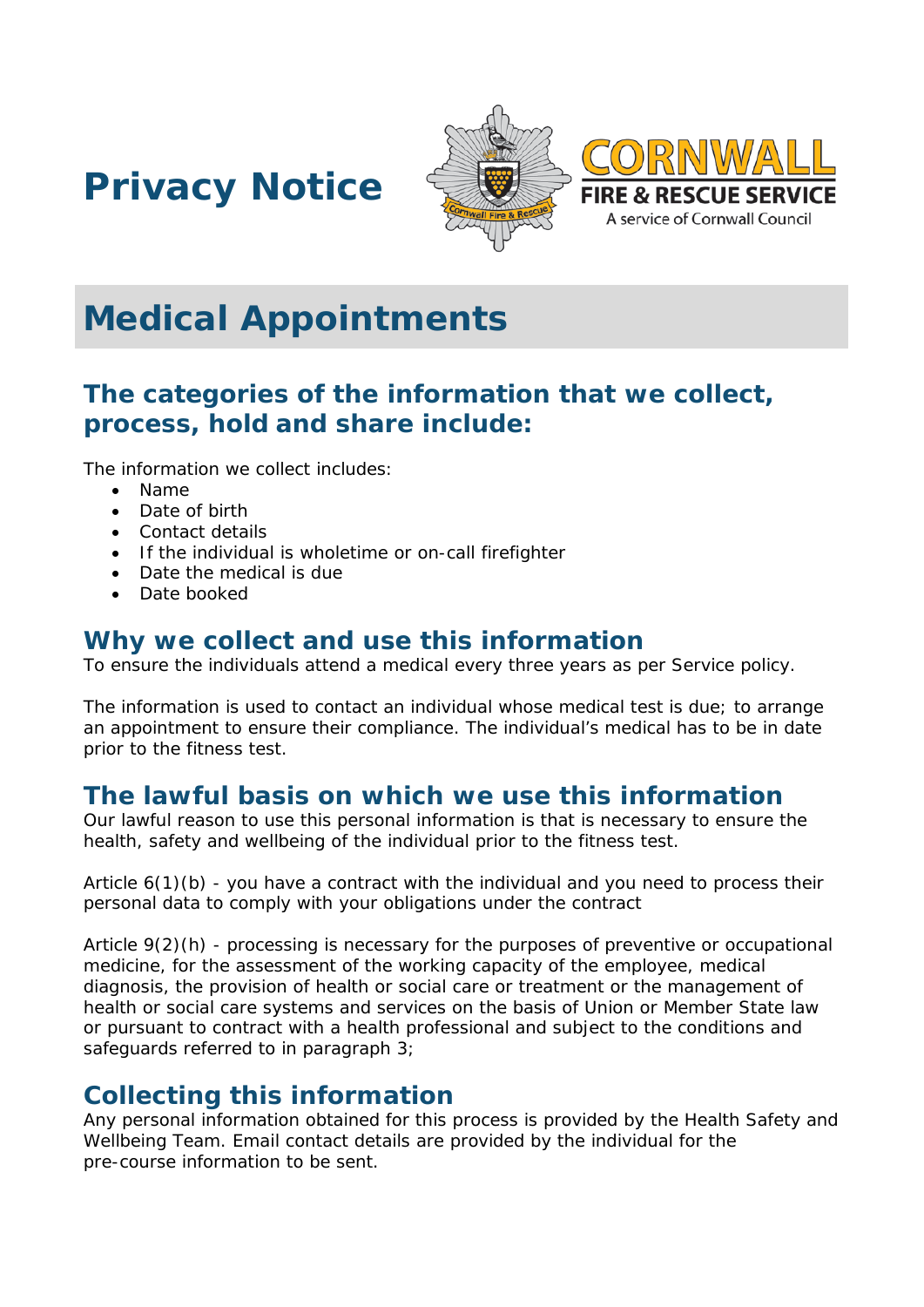# Privacy Notice

CORNWALL FIRE & RESCUE SERVICE
A service of Cornwall Council

# Medical Appointments

## The categories of the information that we collect, process, hold and share include:

The information we collect includes:

- Name
- Date of birth
- Contact details
- If the individual is wholetime or on-call firefighter
- Date the medical is due
- Date booked

## Why we collect and use this information

To ensure the individuals attend a medical every three years as per Service policy.

The information is used to contact an individual whose medical test is due; to arrange an appointment to ensure their compliance. The individual's medical has to be in date prior to the fitness test.

## The lawful basis on which we use this information

Our lawful reason to use this personal information is that is necessary to ensure the health, safety and wellbeing of the individual prior to the fitness test.

Article 6(1)(b) - you have a contract with the individual and you need to process their personal data to comply with your obligations under the contract

Article 9(2)(h) - processing is necessary for the purposes of preventive or occupational medicine, for the assessment of the working capacity of the employee, medical diagnosis, the provision of health or social care or treatment or the management of health or social care systems and services on the basis of Union or Member State law or pursuant to contract with a health professional and subject to the conditions and safeguards referred to in paragraph 3;

## Collecting this information

Any personal information obtained for this process is provided by the Health Safety and Wellbeing Team. Email contact details are provided by the individual for the pre-course information to be sent.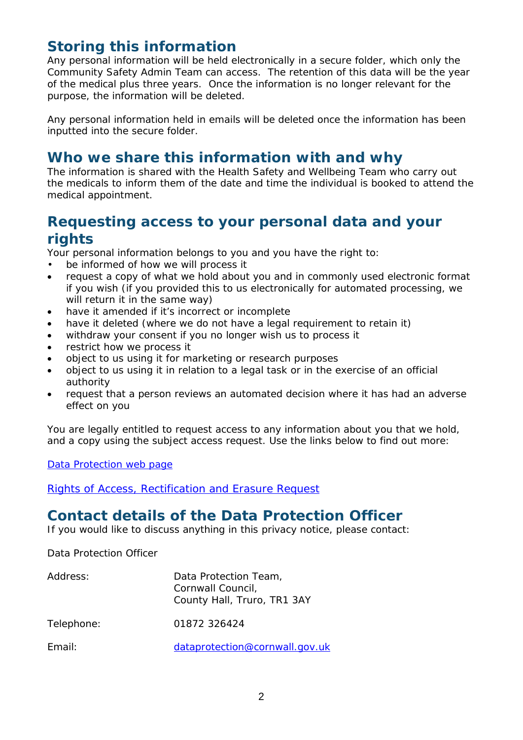## Storing this information

Any personal information will be held electronically in a secure folder, which only the Community Safety Admin Team can access. The retention of this data will be the year of the medical plus three years. Once the information is no longer relevant for the purpose, the information will be deleted.

Any personal information held in emails will be deleted once the information has been inputted into the secure folder.

## Who we share this information with and why

The information is shared with the Health Safety and Wellbeing Team who carry out the medicals to inform them of the date and time the individual is booked to attend the medical appointment.

## Requesting access to your personal data and your rights

Your personal information belongs to you and you have the right to:

- be informed of how we will process it
- request a copy of what we hold about you and in commonly used electronic format if you wish (if you provided this to us electronically for automated processing, we will return it in the same way)
- have it amended if it's incorrect or incomplete
- have it deleted (where we do not have a legal requirement to retain it)
- withdraw your consent if you no longer wish us to process it
- restrict how we process it
- object to us using it for marketing or research purposes
- object to us using it in relation to a legal task or in the exercise of an official authority
- request that a person reviews an automated decision where it has had an adverse effect on you

You are legally entitled to request access to any information about you that we hold, and a copy using the subject access request. Use the links below to find out more:

[Data Protection web page]

[Rights of Access, Rectification and Erasure Request]

## Contact details of the Data Protection Officer

If you would like to discuss anything in this privacy notice, please contact:

Data Protection Officer

| | |
|---|---|
| Address: | Data Protection Team,<br>Cornwall Council,<br>County Hall, Truro, TR1 3AY |
| Telephone: | 01872 326424 |
| Email: | dataprotection@cornwall.gov.uk |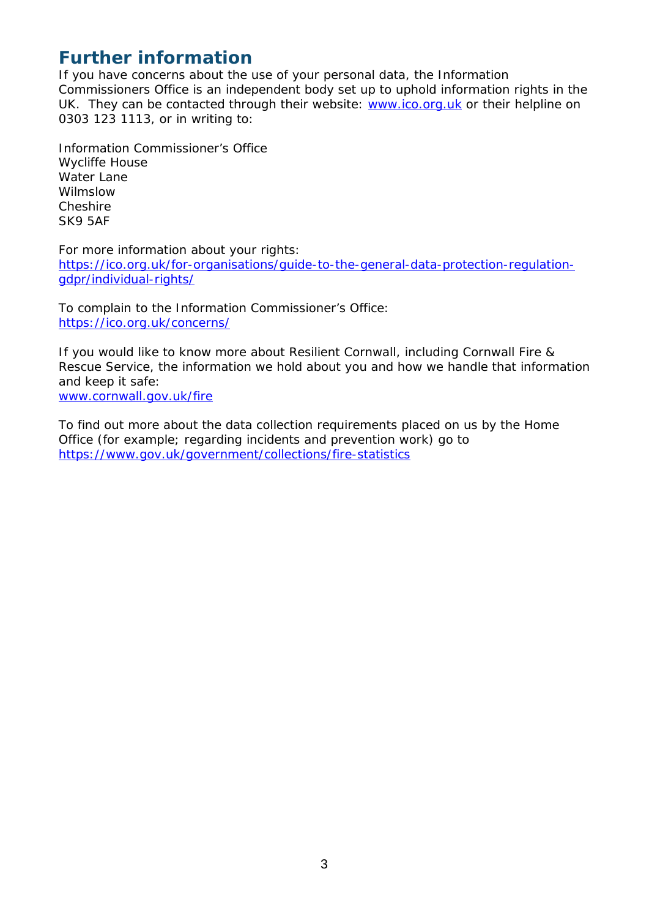## Further information

If you have concerns about the use of your personal data, the Information Commissioners Office is an independent body set up to uphold information rights in the UK. They can be contacted through their website: [www.ico.org.uk](http://www.ico.org.uk) or their helpline on 0303 123 1113, or in writing to:

Information Commissioner's Office
Wycliffe House
Water Lane
Wilmslow
Cheshire
SK9 5AF

For more information about your rights:
https://ico.org.uk/for-organisations/guide-to-the-general-data-protection-regulation-gdpr/individual-rights/

To complain to the Information Commissioner's Office:
https://ico.org.uk/concerns/

If you would like to know more about Resilient Cornwall, including Cornwall Fire & Rescue Service, the information we hold about you and how we handle that information and keep it safe:
[www.cornwall.gov.uk/fire](http://www.cornwall.gov.uk/fire)

To find out more about the data collection requirements placed on us by the Home Office (for example; regarding incidents and prevention work) go to https://www.gov.uk/government/collections/fire-statistics